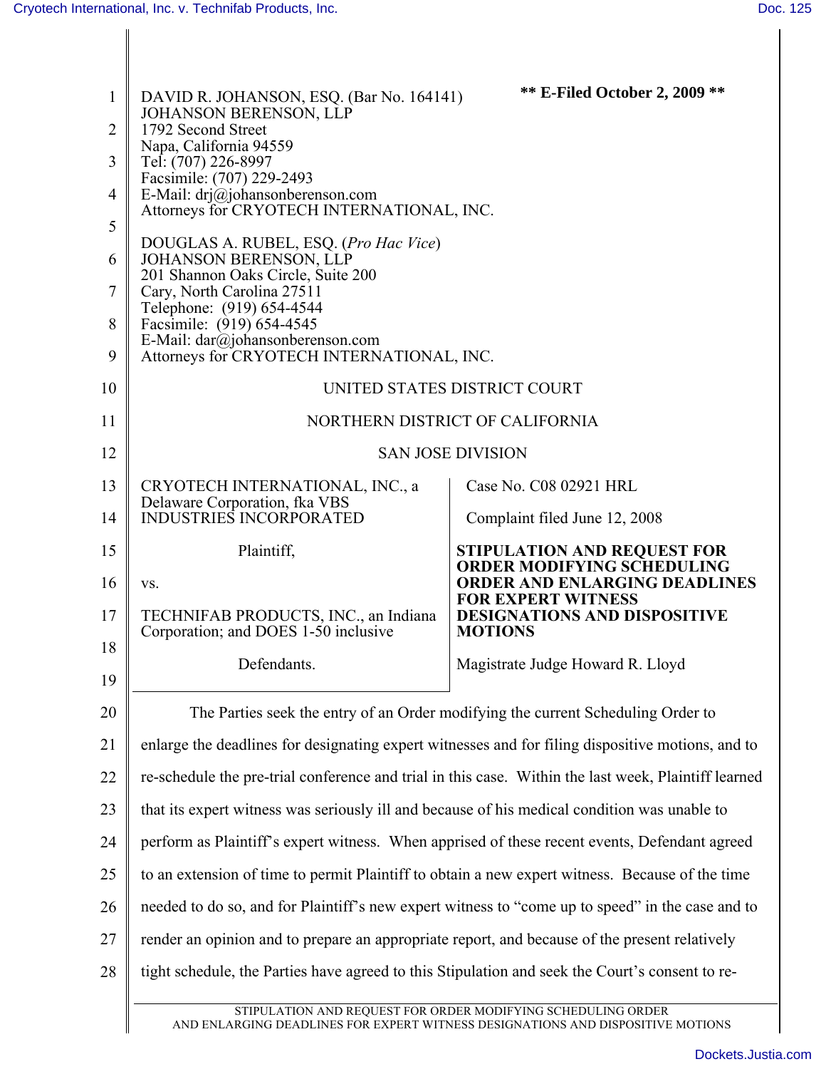DAVID R. JOHANSON, ESQ. (Bar No. 164141)
JOHANSON BERENSON, LLP
1792 Second Street
Napa, California 94559
Tel: (707) 226-8997
Facsimile: (707) 229-2493
E-Mail: drj@johansonberenson.com
Attorneys for CRYOTECH INTERNATIONAL, INC.

**\*\* E-Filed October 2, 2009 \*\***

DOUGLAS A. RUBEL, ESQ. (*Pro Hac Vice*)
JOHANSON BERENSON, LLP
201 Shannon Oaks Circle, Suite 200
Cary, North Carolina 27511
Telephone: (919) 654-4544
Facsimile: (919) 654-4545
E-Mail: dar@johansonberenson.com
Attorneys for CRYOTECH INTERNATIONAL, INC.

UNITED STATES DISTRICT COURT

NORTHERN DISTRICT OF CALIFORNIA

SAN JOSE DIVISION

CRYOTECH INTERNATIONAL, INC., a Delaware Corporation, fka VBS INDUSTRIES INCORPORATED

Plaintiff,

vs.

TECHNIFAB PRODUCTS, INC., an Indiana Corporation; and DOES 1-50 inclusive

Defendants.

Case No. C08 02921 HRL

Complaint filed June 12, 2008

**STIPULATION AND REQUEST FOR ORDER MODIFYING SCHEDULING ORDER AND ENLARGING DEADLINES FOR EXPERT WITNESS DESIGNATIONS AND DISPOSITIVE MOTIONS**

Magistrate Judge Howard R. Lloyd

The Parties seek the entry of an Order modifying the current Scheduling Order to enlarge the deadlines for designating expert witnesses and for filing dispositive motions, and to re-schedule the pre-trial conference and trial in this case. Within the last week, Plaintiff learned that its expert witness was seriously ill and because of his medical condition was unable to perform as Plaintiff's expert witness. When apprised of these recent events, Defendant agreed to an extension of time to permit Plaintiff to obtain a new expert witness. Because of the time needed to do so, and for Plaintiff's new expert witness to "come up to speed" in the case and to render an opinion and to prepare an appropriate report, and because of the present relatively tight schedule, the Parties have agreed to this Stipulation and seek the Court's consent to re-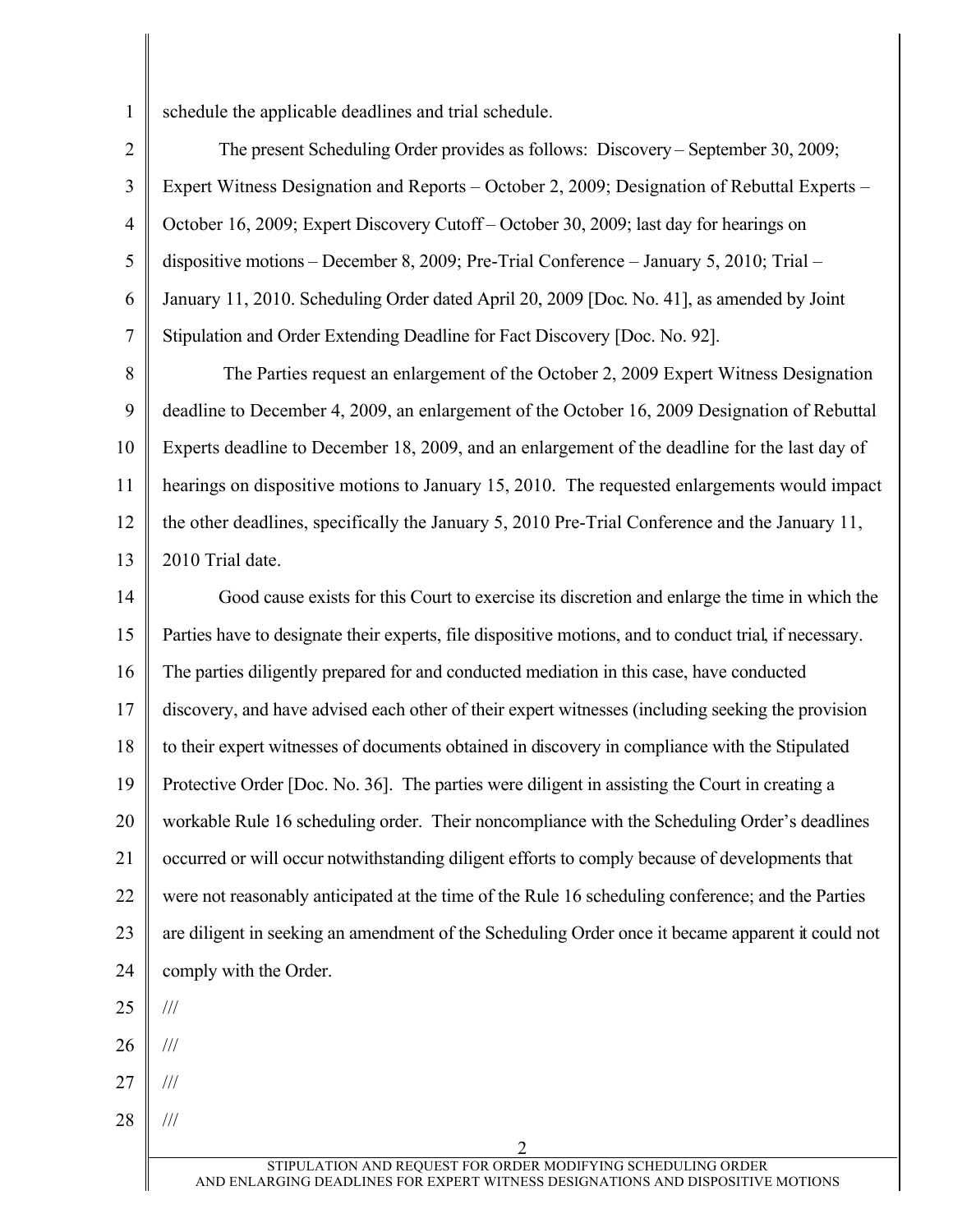schedule the applicable deadlines and trial schedule.

The present Scheduling Order provides as follows: Discovery – September 30, 2009; Expert Witness Designation and Reports – October 2, 2009; Designation of Rebuttal Experts – October 16, 2009; Expert Discovery Cutoff – October 30, 2009; last day for hearings on dispositive motions – December 8, 2009; Pre-Trial Conference – January 5, 2010; Trial – January 11, 2010. Scheduling Order dated April 20, 2009 [Doc. No. 41], as amended by Joint Stipulation and Order Extending Deadline for Fact Discovery [Doc. No. 92].

The Parties request an enlargement of the October 2, 2009 Expert Witness Designation deadline to December 4, 2009, an enlargement of the October 16, 2009 Designation of Rebuttal Experts deadline to December 18, 2009, and an enlargement of the deadline for the last day of hearings on dispositive motions to January 15, 2010. The requested enlargements would impact the other deadlines, specifically the January 5, 2010 Pre-Trial Conference and the January 11, 2010 Trial date.

Good cause exists for this Court to exercise its discretion and enlarge the time in which the Parties have to designate their experts, file dispositive motions, and to conduct trial, if necessary. The parties diligently prepared for and conducted mediation in this case, have conducted discovery, and have advised each other of their expert witnesses (including seeking the provision to their expert witnesses of documents obtained in discovery in compliance with the Stipulated Protective Order [Doc. No. 36]. The parties were diligent in assisting the Court in creating a workable Rule 16 scheduling order. Their noncompliance with the Scheduling Order's deadlines occurred or will occur notwithstanding diligent efforts to comply because of developments that were not reasonably anticipated at the time of the Rule 16 scheduling conference; and the Parties are diligent in seeking an amendment of the Scheduling Order once it became apparent it could not comply with the Order.

///

///

///

///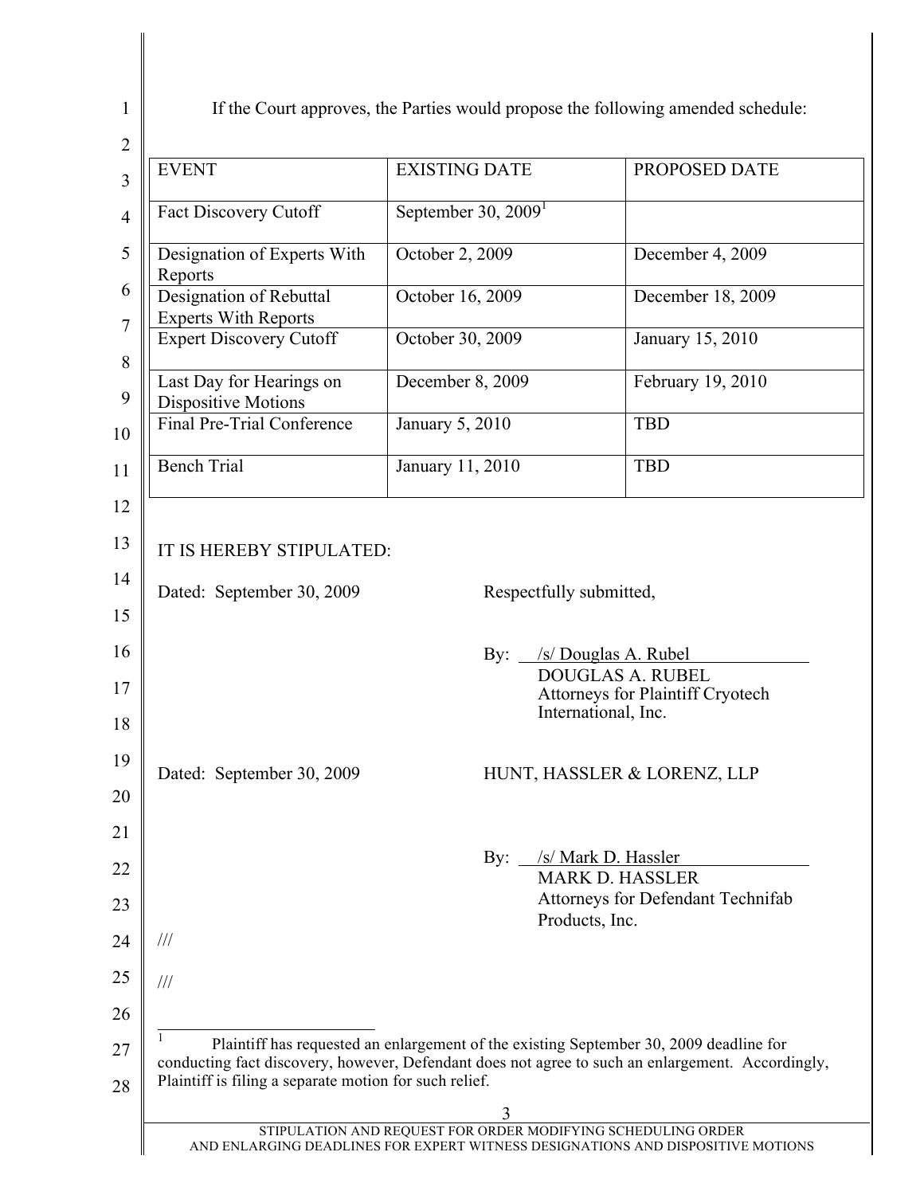If the Court approves, the Parties would propose the following amended schedule:

| EVENT | EXISTING DATE | PROPOSED DATE |
| --- | --- | --- |
| Fact Discovery Cutoff | September 30, 2009[1] | |
| Designation of Experts With Reports | October 2, 2009 | December 4, 2009 |
| Designation of Rebuttal Experts With Reports | October 16, 2009 | December 18, 2009 |
| Expert Discovery Cutoff | October 30, 2009 | January 15, 2010 |
| Last Day for Hearings on Dispositive Motions | December 8, 2009 | February 19, 2010 |
| Final Pre-Trial Conference | January 5, 2010 | TBD |
| Bench Trial | January 11, 2010 | TBD |

IT IS HEREBY STIPULATED:

Dated: September 30, 2009

Respectfully submitted,

By: /s/ Douglas A. Rubel
DOUGLAS A. RUBEL
Attorneys for Plaintiff Cryotech International, Inc.

Dated: September 30, 2009

HUNT, HASSLER & LORENZ, LLP

By: /s/ Mark D. Hassler
MARK D. HASSLER
Attorneys for Defendant Technifab Products, Inc.

///

///

[1] Plaintiff has requested an enlargement of the existing September 30, 2009 deadline for conducting fact discovery, however, Defendant does not agree to such an enlargement. Accordingly, Plaintiff is filing a separate motion for such relief.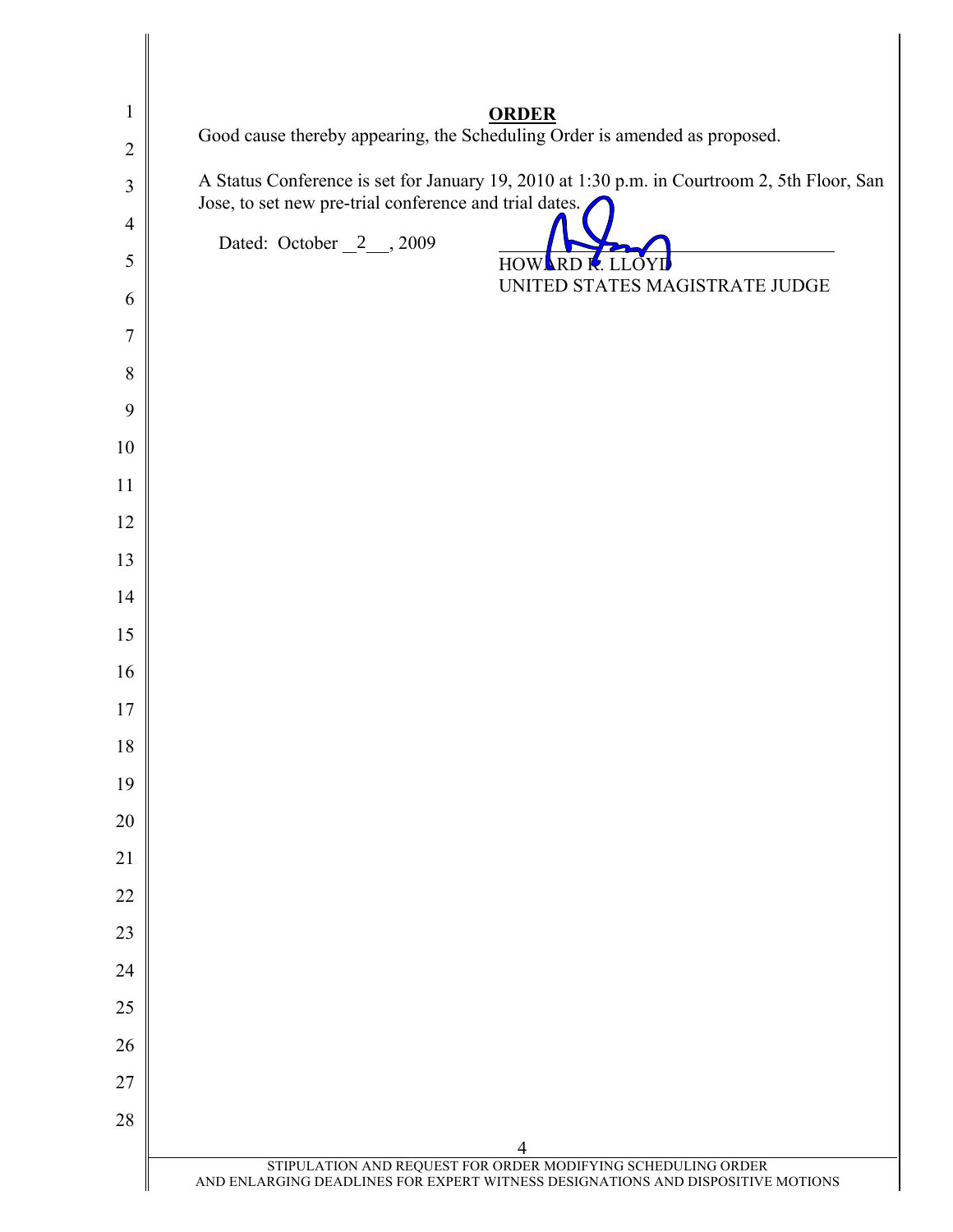**ORDER**

Good cause thereby appearing, the Scheduling Order is amended as proposed.

A Status Conference is set for January 19, 2010 at 1:30 p.m. in Courtroom 2, 5th Floor, San Jose, to set new pre-trial conference and trial dates.

Dated: October \_2\_\_, 2009

HOWARD R. LLOYD
UNITED STATES MAGISTRATE JUDGE

STIPULATION AND REQUEST FOR ORDER MODIFYING SCHEDULING ORDER AND ENLARGING DEADLINES FOR EXPERT WITNESS DESIGNATIONS AND DISPOSITIVE MOTIONS